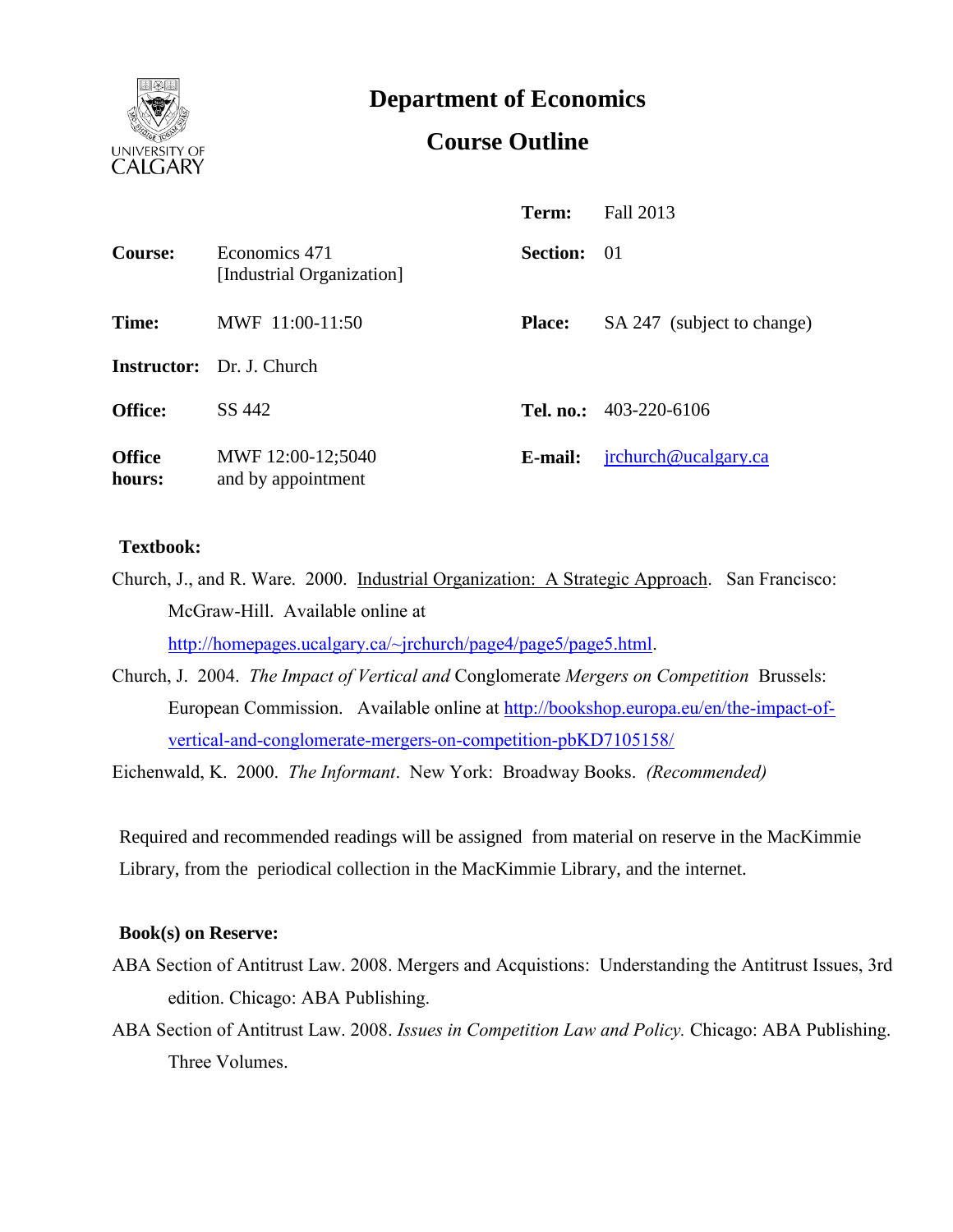# Department of Economics

## Course Outline

| | | | |
|---|---|---|---|
| | | **Term:** | Fall 2013 |
| **Course:** | Economics 471 [Industrial Organization] | **Section:** | 01 |
| **Time:** | MWF 11:00-11:50 | **Place:** | SA 247 (subject to change) |
| **Instructor:** | Dr. J. Church | | |
| **Office:** | SS 442 | **Tel. no.:** | 403-220-6106 |
| **Office hours:** | MWF 12:00-12;5040 and by appointment | **E-mail:** | jrchurch@ucalgary.ca |

**Textbook:**

Church, J., and R. Ware. 2000. Industrial Organization: A Strategic Approach. San Francisco: McGraw-Hill. Available online at http://homepages.ucalgary.ca/~jrchurch/page4/page5/page5.html.

Church, J. 2004. *The Impact of Vertical and* Conglomerate *Mergers on Competition* Brussels: European Commission. Available online at http://bookshop.europa.eu/en/the-impact-of-vertical-and-conglomerate-mergers-on-competition-pbKD7105158/

Eichenwald, K. 2000. *The Informant*. New York: Broadway Books. *(Recommended)*

Required and recommended readings will be assigned from material on reserve in the MacKimmie Library, from the periodical collection in the MacKimmie Library, and the internet.

**Book(s) on Reserve:**

ABA Section of Antitrust Law. 2008. Mergers and Acquistions: Understanding the Antitrust Issues, 3rd edition. Chicago: ABA Publishing.

ABA Section of Antitrust Law. 2008. *Issues in Competition Law and Policy.* Chicago: ABA Publishing. Three Volumes.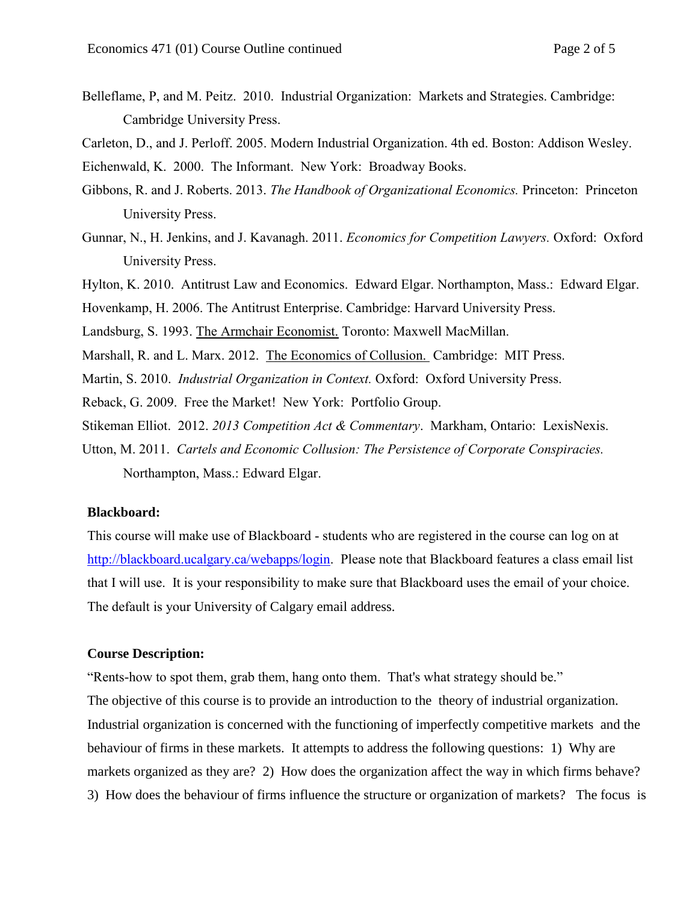Belleflame, P, and M. Peitz. 2010. Industrial Organization: Markets and Strategies. Cambridge: Cambridge University Press.

Carleton, D., and J. Perloff. 2005. Modern Industrial Organization. 4th ed. Boston: Addison Wesley.

Eichenwald, K. 2000. The Informant. New York: Broadway Books.

Gibbons, R. and J. Roberts. 2013. *The Handbook of Organizational Economics.* Princeton: Princeton University Press.

Gunnar, N., H. Jenkins, and J. Kavanagh. 2011. *Economics for Competition Lawyers.* Oxford: Oxford University Press.

Hylton, K. 2010. Antitrust Law and Economics. Edward Elgar. Northampton, Mass.: Edward Elgar.

Hovenkamp, H. 2006. The Antitrust Enterprise. Cambridge: Harvard University Press.

Landsburg, S. 1993. The Armchair Economist. Toronto: Maxwell MacMillan.

Marshall, R. and L. Marx. 2012. The Economics of Collusion. Cambridge: MIT Press.

Martin, S. 2010. *Industrial Organization in Context.* Oxford: Oxford University Press.

Reback, G. 2009. Free the Market! New York: Portfolio Group.

Stikeman Elliot. 2012. *2013 Competition Act & Commentary*. Markham, Ontario: LexisNexis.

Utton, M. 2011. *Cartels and Economic Collusion: The Persistence of Corporate Conspiracies.* Northampton, Mass.: Edward Elgar.

**Blackboard:**

This course will make use of Blackboard - students who are registered in the course can log on at http://blackboard.ucalgary.ca/webapps/login. Please note that Blackboard features a class email list that I will use. It is your responsibility to make sure that Blackboard uses the email of your choice. The default is your University of Calgary email address.

**Course Description:**

"Rents-how to spot them, grab them, hang onto them. That's what strategy should be."

The objective of this course is to provide an introduction to the theory of industrial organization. Industrial organization is concerned with the functioning of imperfectly competitive markets and the behaviour of firms in these markets. It attempts to address the following questions: 1) Why are markets organized as they are? 2) How does the organization affect the way in which firms behave? 3) How does the behaviour of firms influence the structure or organization of markets? The focus is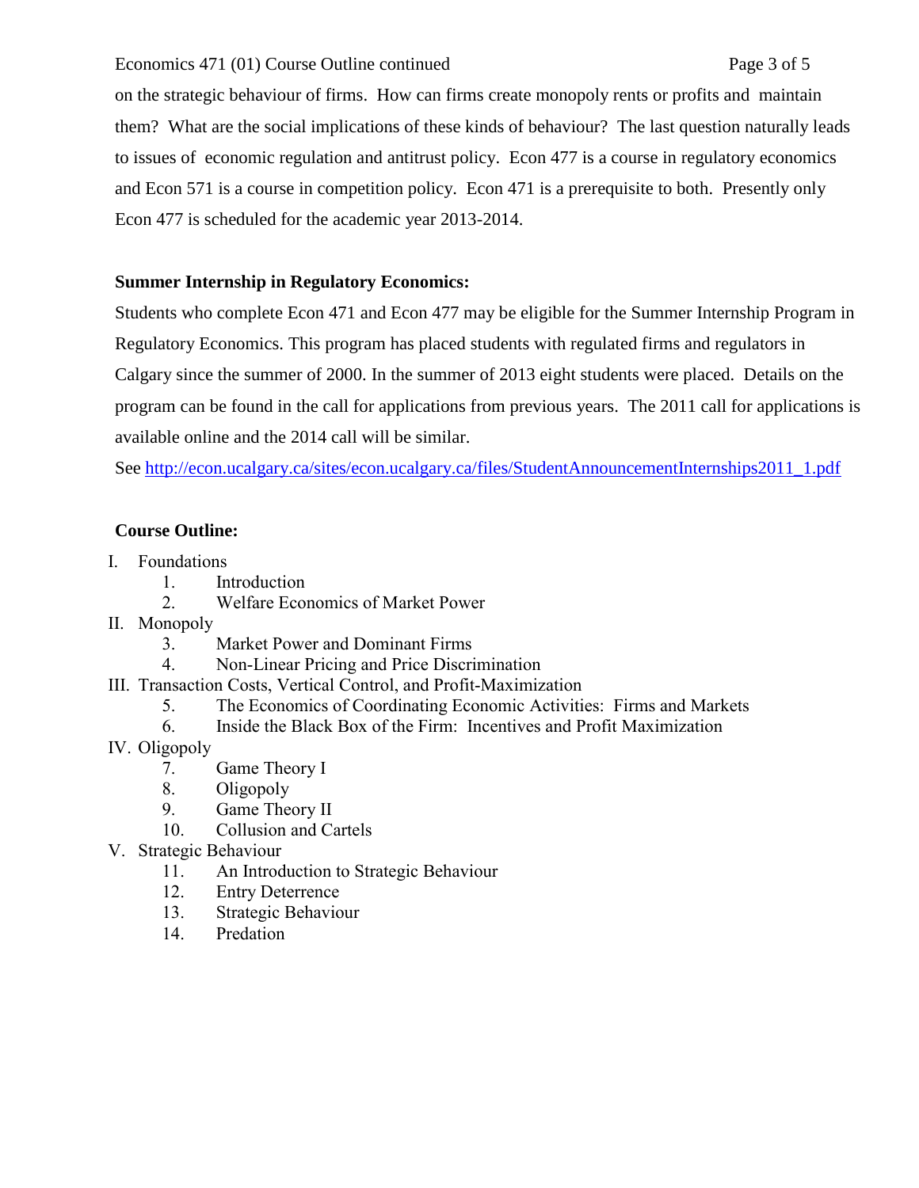on the strategic behaviour of firms. How can firms create monopoly rents or profits and maintain them? What are the social implications of these kinds of behaviour? The last question naturally leads to issues of economic regulation and antitrust policy. Econ 477 is a course in regulatory economics and Econ 571 is a course in competition policy. Econ 471 is a prerequisite to both. Presently only Econ 477 is scheduled for the academic year 2013-2014.

**Summer Internship in Regulatory Economics:**

Students who complete Econ 471 and Econ 477 may be eligible for the Summer Internship Program in Regulatory Economics. This program has placed students with regulated firms and regulators in Calgary since the summer of 2000. In the summer of 2013 eight students were placed. Details on the program can be found in the call for applications from previous years. The 2011 call for applications is available online and the 2014 call will be similar.

See [http://econ.ucalgary.ca/sites/econ.ucalgary.ca/files/StudentAnnouncementInternships2011_1.pdf](http://econ.ucalgary.ca/sites/econ.ucalgary.ca/files/StudentAnnouncementInternships2011_1.pdf)

**Course Outline:**

I. Foundations
   1. Introduction
   2. Welfare Economics of Market Power

II. Monopoly
   3. Market Power and Dominant Firms
   4. Non-Linear Pricing and Price Discrimination

III. Transaction Costs, Vertical Control, and Profit-Maximization
   5. The Economics of Coordinating Economic Activities: Firms and Markets
   6. Inside the Black Box of the Firm: Incentives and Profit Maximization

IV. Oligopoly
   7. Game Theory I
   8. Oligopoly
   9. Game Theory II
   10. Collusion and Cartels

V. Strategic Behaviour
   11. An Introduction to Strategic Behaviour
   12. Entry Deterrence
   13. Strategic Behaviour
   14. Predation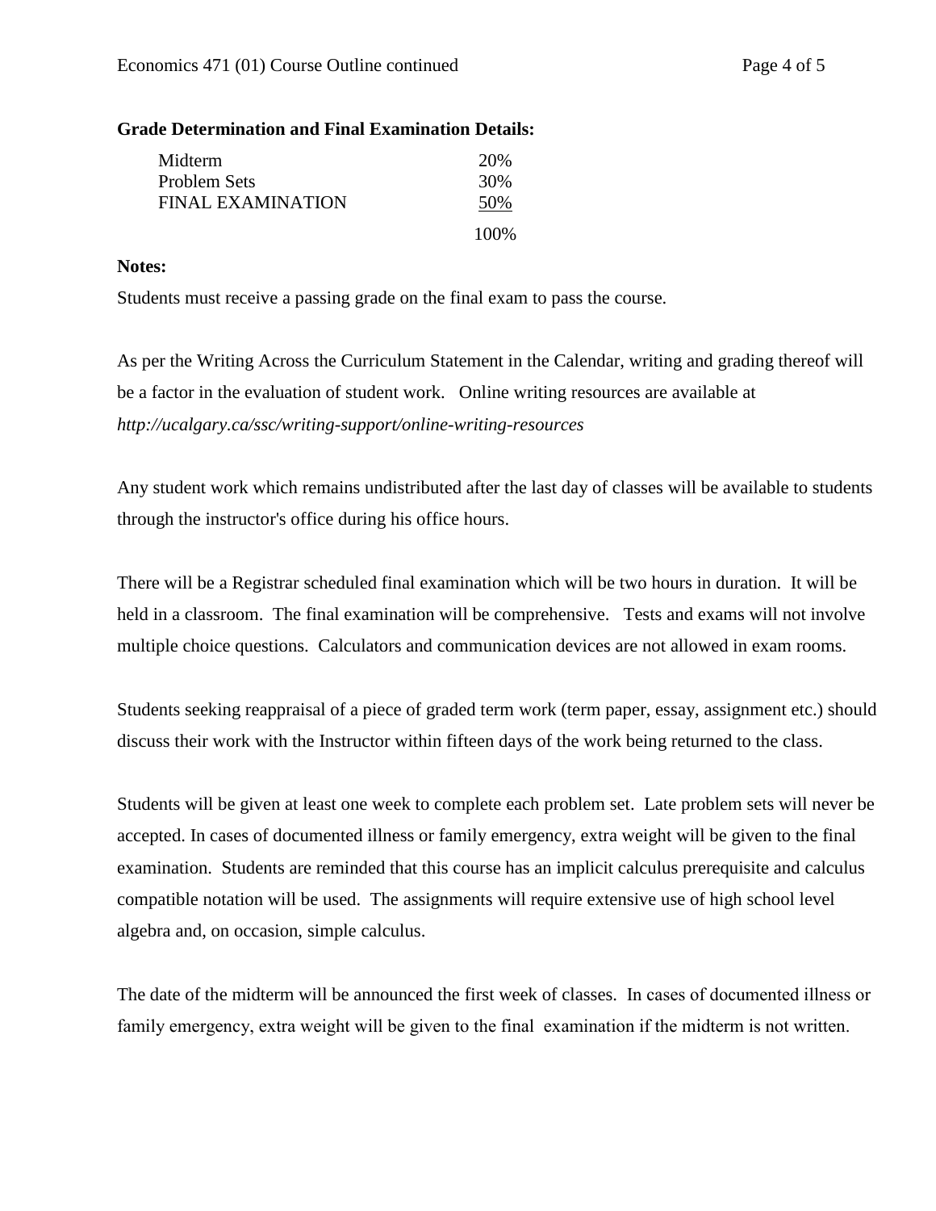**Grade Determination and Final Examination Details:**

| | |
|---|---|
| Midterm | 20% |
| Problem Sets | 30% |
| FINAL EXAMINATION | 50% |
| | 100% |

**Notes:**

Students must receive a passing grade on the final exam to pass the course.

As per the Writing Across the Curriculum Statement in the Calendar, writing and grading thereof will be a factor in the evaluation of student work. Online writing resources are available at *http://ucalgary.ca/ssc/writing-support/online-writing-resources*

Any student work which remains undistributed after the last day of classes will be available to students through the instructor's office during his office hours.

There will be a Registrar scheduled final examination which will be two hours in duration. It will be held in a classroom. The final examination will be comprehensive. Tests and exams will not involve multiple choice questions. Calculators and communication devices are not allowed in exam rooms.

Students seeking reappraisal of a piece of graded term work (term paper, essay, assignment etc.) should discuss their work with the Instructor within fifteen days of the work being returned to the class.

Students will be given at least one week to complete each problem set. Late problem sets will never be accepted. In cases of documented illness or family emergency, extra weight will be given to the final examination. Students are reminded that this course has an implicit calculus prerequisite and calculus compatible notation will be used. The assignments will require extensive use of high school level algebra and, on occasion, simple calculus.

The date of the midterm will be announced the first week of classes. In cases of documented illness or family emergency, extra weight will be given to the final examination if the midterm is not written.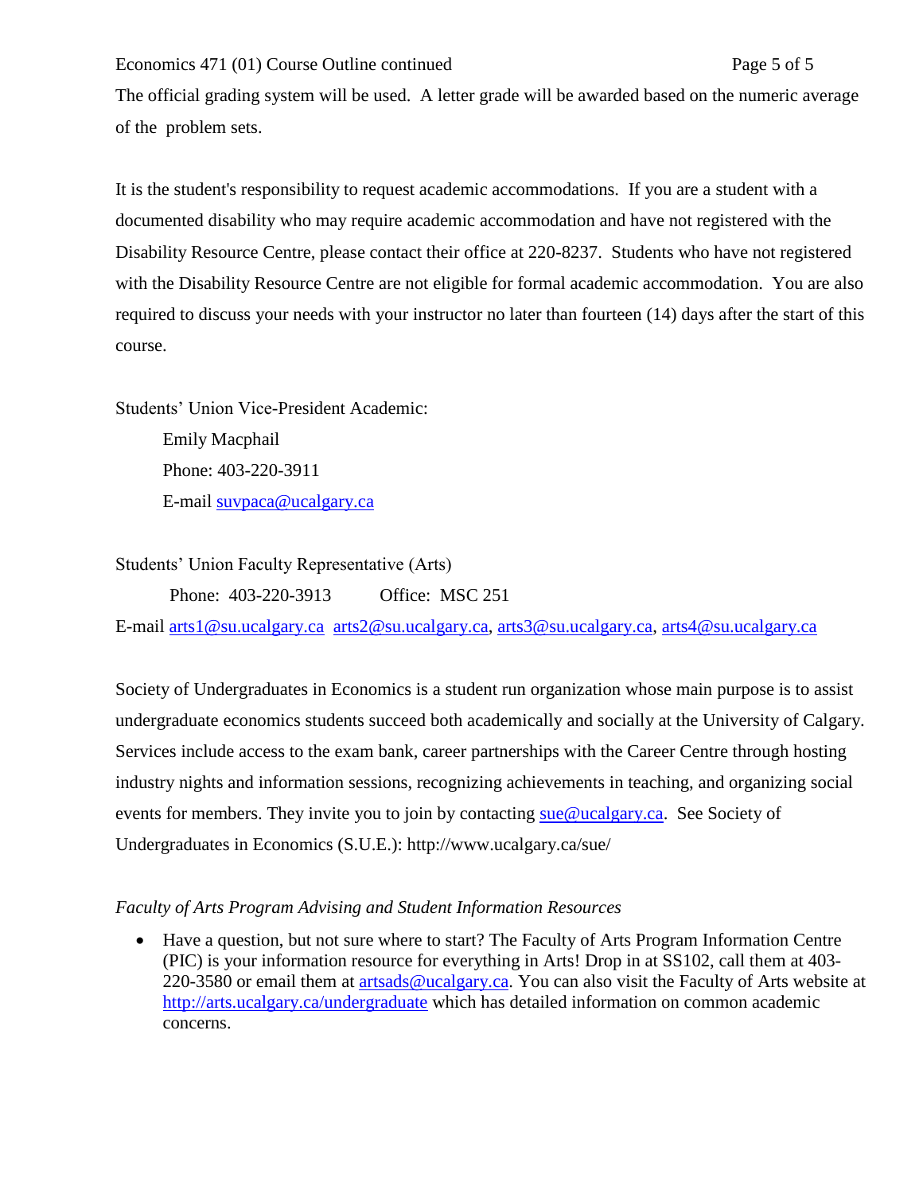The official grading system will be used. A letter grade will be awarded based on the numeric average of the problem sets.

It is the student's responsibility to request academic accommodations. If you are a student with a documented disability who may require academic accommodation and have not registered with the Disability Resource Centre, please contact their office at 220-8237. Students who have not registered with the Disability Resource Centre are not eligible for formal academic accommodation. You are also required to discuss your needs with your instructor no later than fourteen (14) days after the start of this course.

Students' Union Vice-President Academic:

Emily Macphail
Phone: 403-220-3911
E-mail suvpaca@ucalgary.ca

Students' Union Faculty Representative (Arts)

Phone: 403-220-3913 Office: MSC 251

E-mail arts1@su.ucalgary.ca arts2@su.ucalgary.ca, arts3@su.ucalgary.ca, arts4@su.ucalgary.ca

Society of Undergraduates in Economics is a student run organization whose main purpose is to assist undergraduate economics students succeed both academically and socially at the University of Calgary. Services include access to the exam bank, career partnerships with the Career Centre through hosting industry nights and information sessions, recognizing achievements in teaching, and organizing social events for members. They invite you to join by contacting sue@ucalgary.ca. See Society of Undergraduates in Economics (S.U.E.): http://www.ucalgary.ca/sue/

*Faculty of Arts Program Advising and Student Information Resources*

- Have a question, but not sure where to start? The Faculty of Arts Program Information Centre (PIC) is your information resource for everything in Arts! Drop in at SS102, call them at 403-220-3580 or email them at artsads@ucalgary.ca. You can also visit the Faculty of Arts website at http://arts.ucalgary.ca/undergraduate which has detailed information on common academic concerns.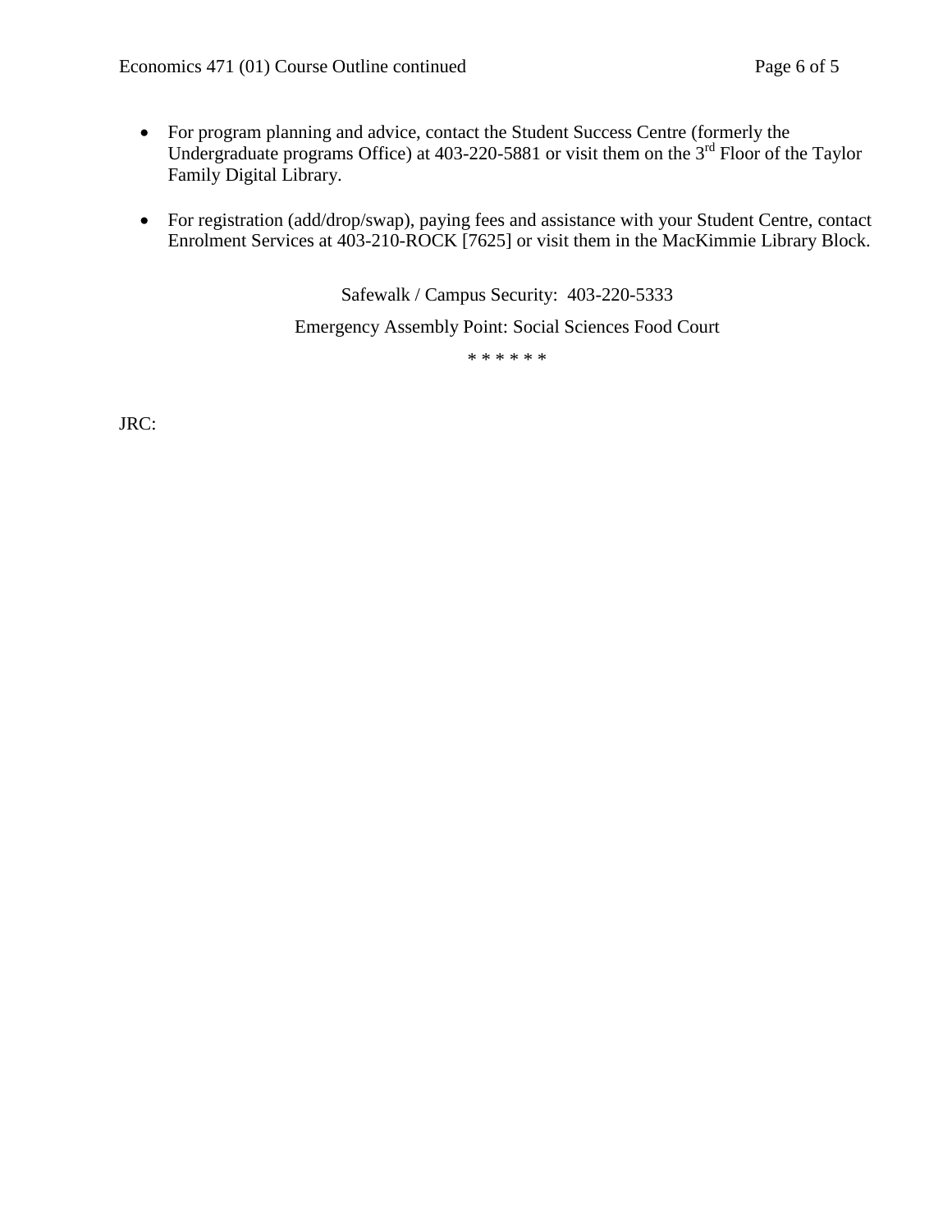- For program planning and advice, contact the Student Success Centre (formerly the Undergraduate programs Office) at 403-220-5881 or visit them on the 3rd Floor of the Taylor Family Digital Library.

- For registration (add/drop/swap), paying fees and assistance with your Student Centre, contact Enrolment Services at 403-210-ROCK [7625] or visit them in the MacKimmie Library Block.

Safewalk / Campus Security: 403-220-5333

Emergency Assembly Point: Social Sciences Food Court

* * * * * *

JRC: